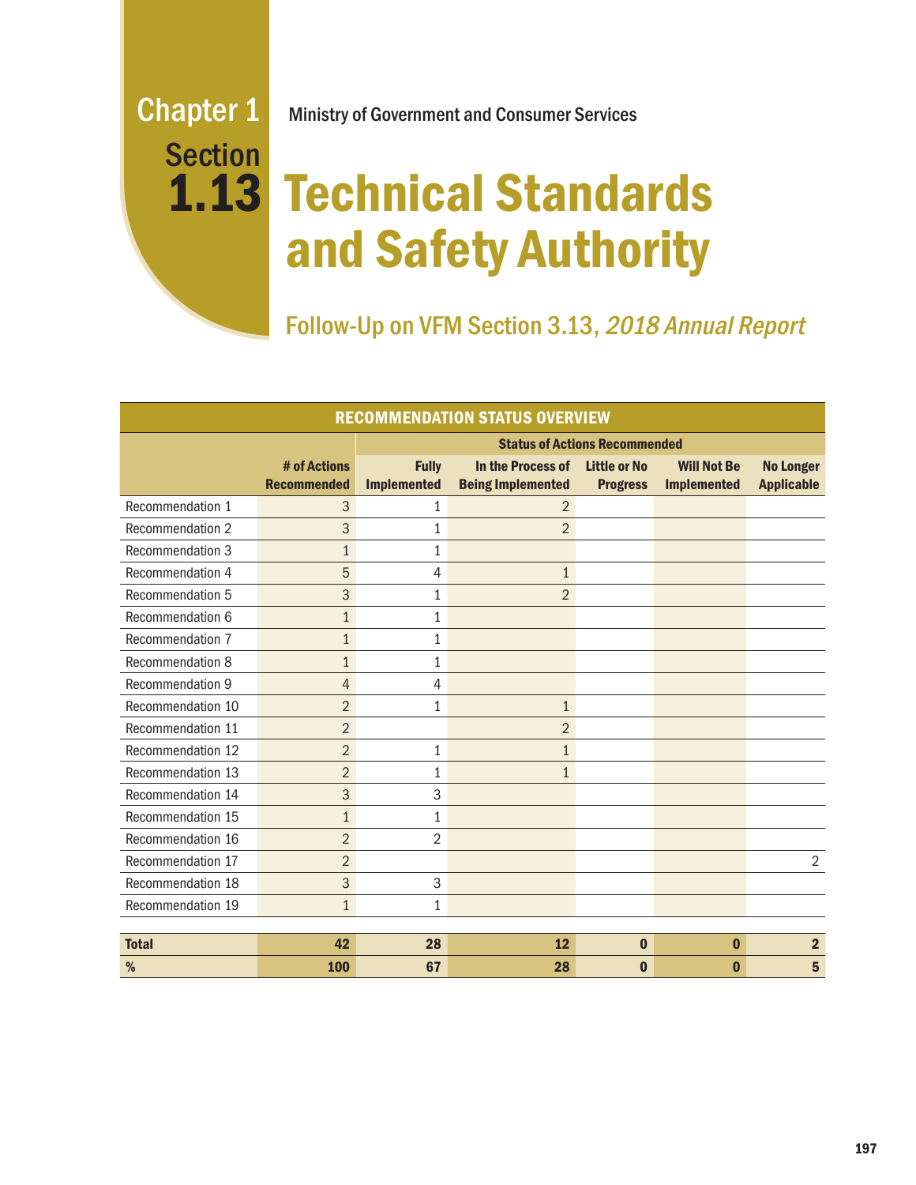Chapter 1
Section 1.13

Ministry of Government and Consumer Services

# Technical Standards and Safety Authority

## Follow-Up on VFM Section 3.13, *2018 Annual Report*

| RECOMMENDATION STATUS OVERVIEW | | | | | | |
|---|---|---|---|---|---|---|
| | | **Status of Actions Recommended** | | | | |
| | **# of Actions Recommended** | **Fully Implemented** | **In the Process of Being Implemented** | **Little or No Progress** | **Will Not Be Implemented** | **No Longer Applicable** |
| Recommendation 1 | 3 | 1 | 2 | | | |
| Recommendation 2 | 3 | 1 | 2 | | | |
| Recommendation 3 | 1 | 1 | | | | |
| Recommendation 4 | 5 | 4 | 1 | | | |
| Recommendation 5 | 3 | 1 | 2 | | | |
| Recommendation 6 | 1 | 1 | | | | |
| Recommendation 7 | 1 | 1 | | | | |
| Recommendation 8 | 1 | 1 | | | | |
| Recommendation 9 | 4 | 4 | | | | |
| Recommendation 10 | 2 | 1 | 1 | | | |
| Recommendation 11 | 2 | | 2 | | | |
| Recommendation 12 | 2 | 1 | 1 | | | |
| Recommendation 13 | 2 | 1 | 1 | | | |
| Recommendation 14 | 3 | 3 | | | | |
| Recommendation 15 | 1 | 1 | | | | |
| Recommendation 16 | 2 | 2 | | | | |
| Recommendation 17 | 2 | | | | | 2 |
| Recommendation 18 | 3 | 3 | | | | |
| Recommendation 19 | 1 | 1 | | | | |
| **Total** | **42** | **28** | **12** | **0** | **0** | **2** |
| **%** | **100** | **67** | **28** | **0** | **0** | **5** |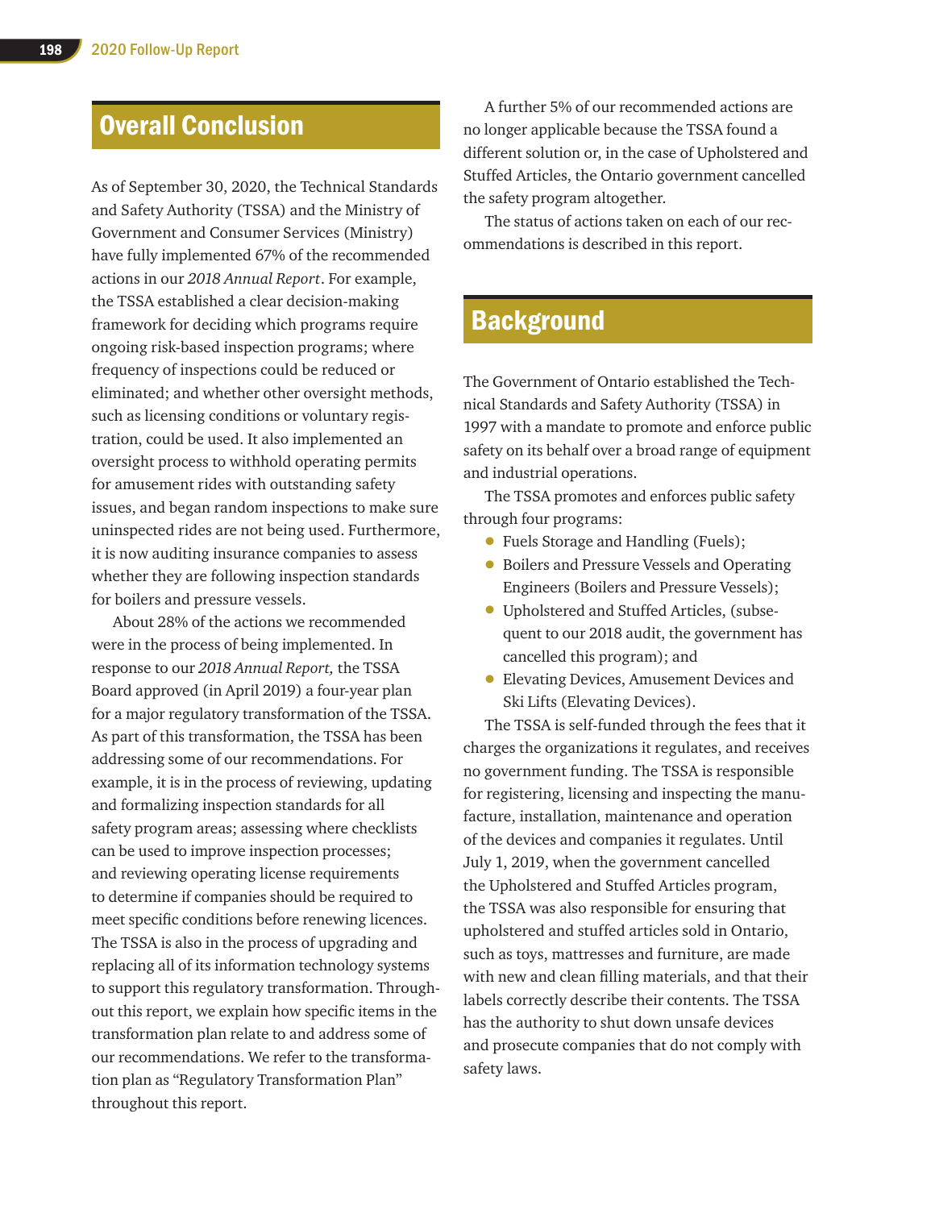## Overall Conclusion

As of September 30, 2020, the Technical Standards and Safety Authority (TSSA) and the Ministry of Government and Consumer Services (Ministry) have fully implemented 67% of the recommended actions in our *2018 Annual Report*. For example, the TSSA established a clear decision-making framework for deciding which programs require ongoing risk-based inspection programs; where frequency of inspections could be reduced or eliminated; and whether other oversight methods, such as licensing conditions or voluntary registration, could be used. It also implemented an oversight process to withhold operating permits for amusement rides with outstanding safety issues, and began random inspections to make sure uninspected rides are not being used. Furthermore, it is now auditing insurance companies to assess whether they are following inspection standards for boilers and pressure vessels.

About 28% of the actions we recommended were in the process of being implemented. In response to our *2018 Annual Report,* the TSSA Board approved (in April 2019) a four-year plan for a major regulatory transformation of the TSSA. As part of this transformation, the TSSA has been addressing some of our recommendations. For example, it is in the process of reviewing, updating and formalizing inspection standards for all safety program areas; assessing where checklists can be used to improve inspection processes; and reviewing operating license requirements to determine if companies should be required to meet specific conditions before renewing licences. The TSSA is also in the process of upgrading and replacing all of its information technology systems to support this regulatory transformation. Throughout this report, we explain how specific items in the transformation plan relate to and address some of our recommendations. We refer to the transformation plan as "Regulatory Transformation Plan" throughout this report.

A further 5% of our recommended actions are no longer applicable because the TSSA found a different solution or, in the case of Upholstered and Stuffed Articles, the Ontario government cancelled the safety program altogether.

The status of actions taken on each of our recommendations is described in this report.

## Background

The Government of Ontario established the Technical Standards and Safety Authority (TSSA) in 1997 with a mandate to promote and enforce public safety on its behalf over a broad range of equipment and industrial operations.

The TSSA promotes and enforces public safety through four programs:

- Fuels Storage and Handling (Fuels);
- Boilers and Pressure Vessels and Operating Engineers (Boilers and Pressure Vessels);
- Upholstered and Stuffed Articles, (subsequent to our 2018 audit, the government has cancelled this program); and
- Elevating Devices, Amusement Devices and Ski Lifts (Elevating Devices).

The TSSA is self-funded through the fees that it charges the organizations it regulates, and receives no government funding. The TSSA is responsible for registering, licensing and inspecting the manufacture, installation, maintenance and operation of the devices and companies it regulates. Until July 1, 2019, when the government cancelled the Upholstered and Stuffed Articles program, the TSSA was also responsible for ensuring that upholstered and stuffed articles sold in Ontario, such as toys, mattresses and furniture, are made with new and clean filling materials, and that their labels correctly describe their contents. The TSSA has the authority to shut down unsafe devices and prosecute companies that do not comply with safety laws.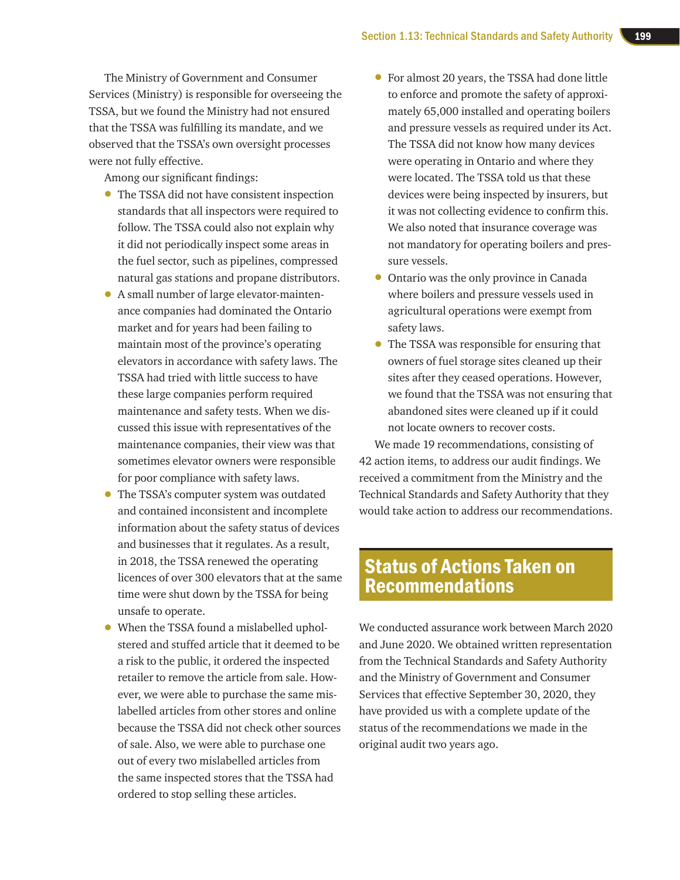The Ministry of Government and Consumer Services (Ministry) is responsible for overseeing the TSSA, but we found the Ministry had not ensured that the TSSA was fulfilling its mandate, and we observed that the TSSA's own oversight processes were not fully effective.

Among our significant findings:

- The TSSA did not have consistent inspection standards that all inspectors were required to follow. The TSSA could also not explain why it did not periodically inspect some areas in the fuel sector, such as pipelines, compressed natural gas stations and propane distributors.
- A small number of large elevator-maintenance companies had dominated the Ontario market and for years had been failing to maintain most of the province's operating elevators in accordance with safety laws. The TSSA had tried with little success to have these large companies perform required maintenance and safety tests. When we discussed this issue with representatives of the maintenance companies, their view was that sometimes elevator owners were responsible for poor compliance with safety laws.
- The TSSA's computer system was outdated and contained inconsistent and incomplete information about the safety status of devices and businesses that it regulates. As a result, in 2018, the TSSA renewed the operating licences of over 300 elevators that at the same time were shut down by the TSSA for being unsafe to operate.
- When the TSSA found a mislabelled upholstered and stuffed article that it deemed to be a risk to the public, it ordered the inspected retailer to remove the article from sale. However, we were able to purchase the same mislabelled articles from other stores and online because the TSSA did not check other sources of sale. Also, we were able to purchase one out of every two mislabelled articles from the same inspected stores that the TSSA had ordered to stop selling these articles.
- For almost 20 years, the TSSA had done little to enforce and promote the safety of approximately 65,000 installed and operating boilers and pressure vessels as required under its Act. The TSSA did not know how many devices were operating in Ontario and where they were located. The TSSA told us that these devices were being inspected by insurers, but it was not collecting evidence to confirm this. We also noted that insurance coverage was not mandatory for operating boilers and pressure vessels.
- Ontario was the only province in Canada where boilers and pressure vessels used in agricultural operations were exempt from safety laws.
- The TSSA was responsible for ensuring that owners of fuel storage sites cleaned up their sites after they ceased operations. However, we found that the TSSA was not ensuring that abandoned sites were cleaned up if it could not locate owners to recover costs.

We made 19 recommendations, consisting of 42 action items, to address our audit findings. We received a commitment from the Ministry and the Technical Standards and Safety Authority that they would take action to address our recommendations.

## Status of Actions Taken on Recommendations

We conducted assurance work between March 2020 and June 2020. We obtained written representation from the Technical Standards and Safety Authority and the Ministry of Government and Consumer Services that effective September 30, 2020, they have provided us with a complete update of the status of the recommendations we made in the original audit two years ago.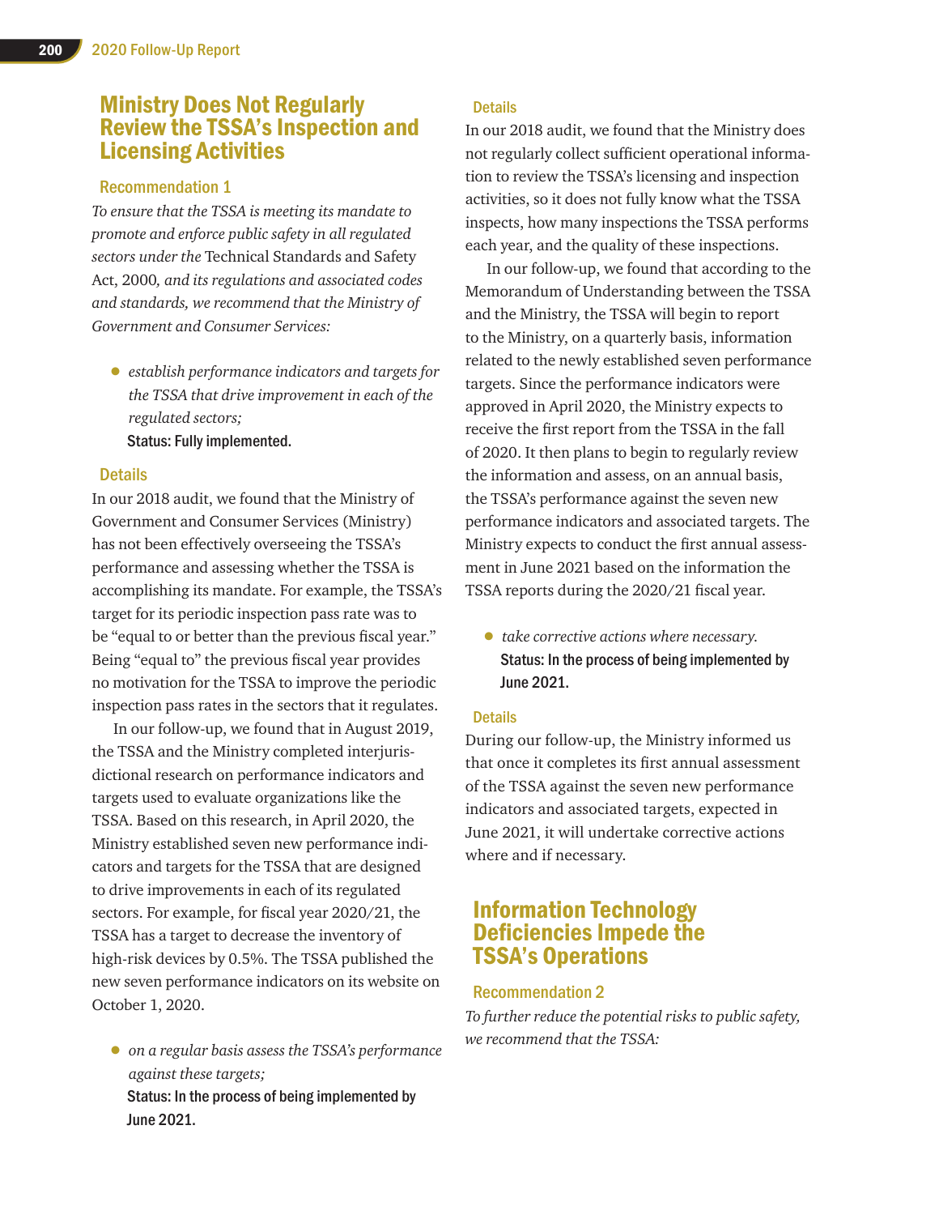## Ministry Does Not Regularly Review the TSSA's Inspection and Licensing Activities

### Recommendation 1

*To ensure that the TSSA is meeting its mandate to promote and enforce public safety in all regulated sectors under the* Technical Standards and Safety Act, 2000*, and its regulations and associated codes and standards, we recommend that the Ministry of Government and Consumer Services:*

- *establish performance indicators and targets for the TSSA that drive improvement in each of the regulated sectors;*

  **Status: Fully implemented.**

### Details

In our 2018 audit, we found that the Ministry of Government and Consumer Services (Ministry) has not been effectively overseeing the TSSA's performance and assessing whether the TSSA is accomplishing its mandate. For example, the TSSA's target for its periodic inspection pass rate was to be "equal to or better than the previous fiscal year." Being "equal to" the previous fiscal year provides no motivation for the TSSA to improve the periodic inspection pass rates in the sectors that it regulates.

In our follow-up, we found that in August 2019, the TSSA and the Ministry completed interjurisdictional research on performance indicators and targets used to evaluate organizations like the TSSA. Based on this research, in April 2020, the Ministry established seven new performance indicators and targets for the TSSA that are designed to drive improvements in each of its regulated sectors. For example, for fiscal year 2020/21, the TSSA has a target to decrease the inventory of high-risk devices by 0.5%. The TSSA published the new seven performance indicators on its website on October 1, 2020.

- *on a regular basis assess the TSSA's performance against these targets;*

  **Status: In the process of being implemented by June 2021.**

### Details

In our 2018 audit, we found that the Ministry does not regularly collect sufficient operational information to review the TSSA's licensing and inspection activities, so it does not fully know what the TSSA inspects, how many inspections the TSSA performs each year, and the quality of these inspections.

In our follow-up, we found that according to the Memorandum of Understanding between the TSSA and the Ministry, the TSSA will begin to report to the Ministry, on a quarterly basis, information related to the newly established seven performance targets. Since the performance indicators were approved in April 2020, the Ministry expects to receive the first report from the TSSA in the fall of 2020. It then plans to begin to regularly review the information and assess, on an annual basis, the TSSA's performance against the seven new performance indicators and associated targets. The Ministry expects to conduct the first annual assessment in June 2021 based on the information the TSSA reports during the 2020/21 fiscal year.

- *take corrective actions where necessary.*

  **Status: In the process of being implemented by June 2021.**

### Details

During our follow-up, the Ministry informed us that once it completes its first annual assessment of the TSSA against the seven new performance indicators and associated targets, expected in June 2021, it will undertake corrective actions where and if necessary.

## Information Technology Deficiencies Impede the TSSA's Operations

### Recommendation 2

*To further reduce the potential risks to public safety, we recommend that the TSSA:*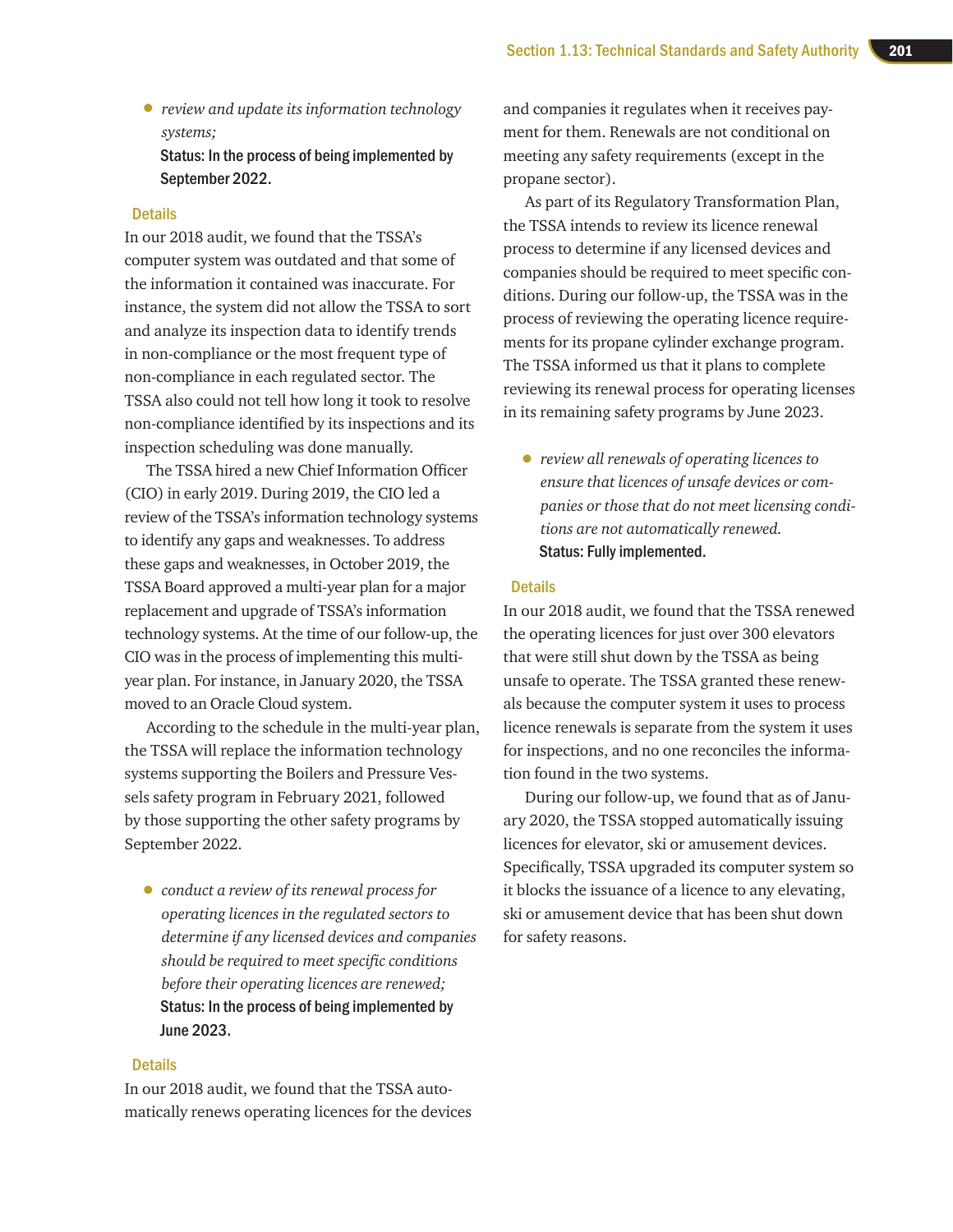- *review and update its information technology systems;*

**Status: In the process of being implemented by September 2022.**

### Details

In our 2018 audit, we found that the TSSA's computer system was outdated and that some of the information it contained was inaccurate. For instance, the system did not allow the TSSA to sort and analyze its inspection data to identify trends in non-compliance or the most frequent type of non-compliance in each regulated sector. The TSSA also could not tell how long it took to resolve non-compliance identified by its inspections and its inspection scheduling was done manually.

The TSSA hired a new Chief Information Officer (CIO) in early 2019. During 2019, the CIO led a review of the TSSA's information technology systems to identify any gaps and weaknesses. To address these gaps and weaknesses, in October 2019, the TSSA Board approved a multi-year plan for a major replacement and upgrade of TSSA's information technology systems. At the time of our follow-up, the CIO was in the process of implementing this multi-year plan. For instance, in January 2020, the TSSA moved to an Oracle Cloud system.

According to the schedule in the multi-year plan, the TSSA will replace the information technology systems supporting the Boilers and Pressure Vessels safety program in February 2021, followed by those supporting the other safety programs by September 2022.

- *conduct a review of its renewal process for operating licences in the regulated sectors to determine if any licensed devices and companies should be required to meet specific conditions before their operating licences are renewed;*

**Status: In the process of being implemented by June 2023.**

### Details

In our 2018 audit, we found that the TSSA automatically renews operating licences for the devices and companies it regulates when it receives payment for them. Renewals are not conditional on meeting any safety requirements (except in the propane sector).

As part of its Regulatory Transformation Plan, the TSSA intends to review its licence renewal process to determine if any licensed devices and companies should be required to meet specific conditions. During our follow-up, the TSSA was in the process of reviewing the operating licence requirements for its propane cylinder exchange program. The TSSA informed us that it plans to complete reviewing its renewal process for operating licenses in its remaining safety programs by June 2023.

- *review all renewals of operating licences to ensure that licences of unsafe devices or companies or those that do not meet licensing conditions are not automatically renewed.*

**Status: Fully implemented.**

### Details

In our 2018 audit, we found that the TSSA renewed the operating licences for just over 300 elevators that were still shut down by the TSSA as being unsafe to operate. The TSSA granted these renewals because the computer system it uses to process licence renewals is separate from the system it uses for inspections, and no one reconciles the information found in the two systems.

During our follow-up, we found that as of January 2020, the TSSA stopped automatically issuing licences for elevator, ski or amusement devices. Specifically, TSSA upgraded its computer system so it blocks the issuance of a licence to any elevating, ski or amusement device that has been shut down for safety reasons.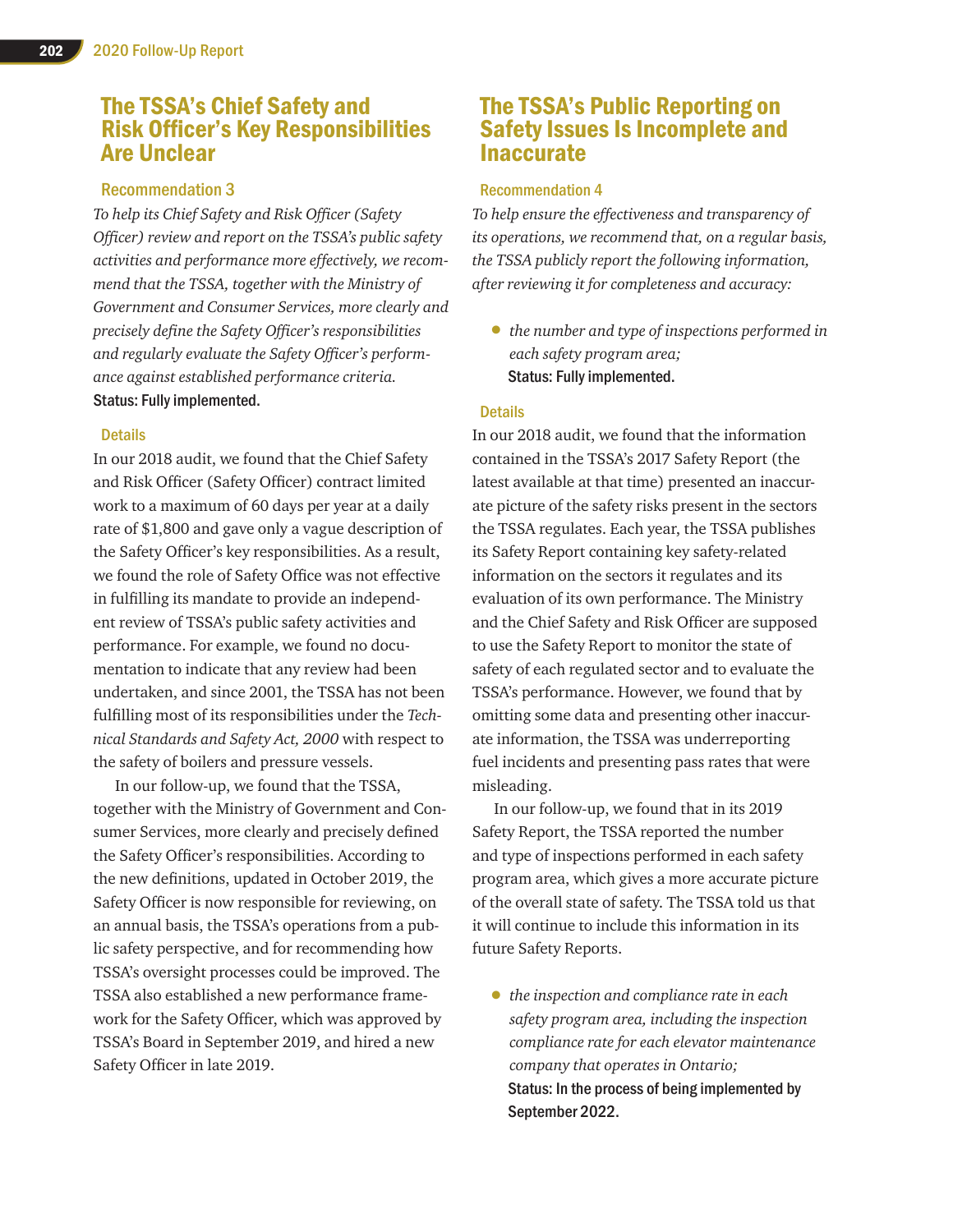## The TSSA's Chief Safety and Risk Officer's Key Responsibilities Are Unclear

### Recommendation 3

*To help its Chief Safety and Risk Officer (Safety Officer) review and report on the TSSA's public safety activities and performance more effectively, we recommend that the TSSA, together with the Ministry of Government and Consumer Services, more clearly and precisely define the Safety Officer's responsibilities and regularly evaluate the Safety Officer's performance against established performance criteria.*

**Status: Fully implemented.**

### Details

In our 2018 audit, we found that the Chief Safety and Risk Officer (Safety Officer) contract limited work to a maximum of 60 days per year at a daily rate of $1,800 and gave only a vague description of the Safety Officer's key responsibilities. As a result, we found the role of Safety Office was not effective in fulfilling its mandate to provide an independent review of TSSA's public safety activities and performance. For example, we found no documentation to indicate that any review had been undertaken, and since 2001, the TSSA has not been fulfilling most of its responsibilities under the *Technical Standards and Safety Act, 2000* with respect to the safety of boilers and pressure vessels.

In our follow-up, we found that the TSSA, together with the Ministry of Government and Consumer Services, more clearly and precisely defined the Safety Officer's responsibilities. According to the new definitions, updated in October 2019, the Safety Officer is now responsible for reviewing, on an annual basis, the TSSA's operations from a public safety perspective, and for recommending how TSSA's oversight processes could be improved. The TSSA also established a new performance framework for the Safety Officer, which was approved by TSSA's Board in September 2019, and hired a new Safety Officer in late 2019.

## The TSSA's Public Reporting on Safety Issues Is Incomplete and Inaccurate

### Recommendation 4

*To help ensure the effectiveness and transparency of its operations, we recommend that, on a regular basis, the TSSA publicly report the following information, after reviewing it for completeness and accuracy:*

- *the number and type of inspections performed in each safety program area;*

  **Status: Fully implemented.**

### Details

In our 2018 audit, we found that the information contained in the TSSA's 2017 Safety Report (the latest available at that time) presented an inaccurate picture of the safety risks present in the sectors the TSSA regulates. Each year, the TSSA publishes its Safety Report containing key safety-related information on the sectors it regulates and its evaluation of its own performance. The Ministry and the Chief Safety and Risk Officer are supposed to use the Safety Report to monitor the state of safety of each regulated sector and to evaluate the TSSA's performance. However, we found that by omitting some data and presenting other inaccurate information, the TSSA was underreporting fuel incidents and presenting pass rates that were misleading.

In our follow-up, we found that in its 2019 Safety Report, the TSSA reported the number and type of inspections performed in each safety program area, which gives a more accurate picture of the overall state of safety. The TSSA told us that it will continue to include this information in its future Safety Reports.

- *the inspection and compliance rate in each safety program area, including the inspection compliance rate for each elevator maintenance company that operates in Ontario;*

  **Status: In the process of being implemented by September 2022.**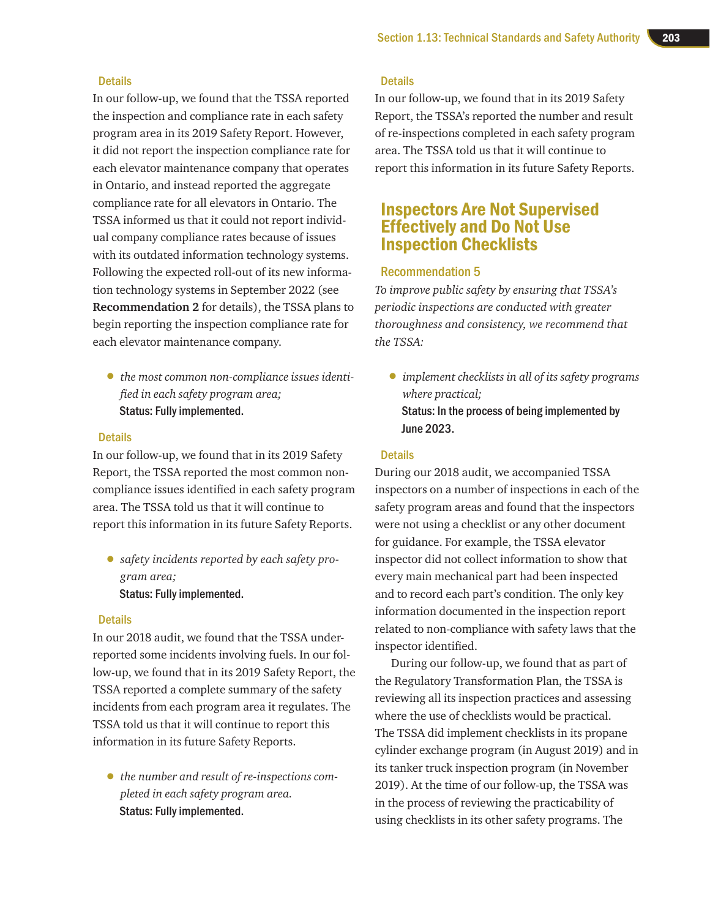#### Details

In our follow-up, we found that the TSSA reported the inspection and compliance rate in each safety program area in its 2019 Safety Report. However, it did not report the inspection compliance rate for each elevator maintenance company that operates in Ontario, and instead reported the aggregate compliance rate for all elevators in Ontario. The TSSA informed us that it could not report individual company compliance rates because of issues with its outdated information technology systems. Following the expected roll-out of its new information technology systems in September 2022 (see **Recommendation 2** for details), the TSSA plans to begin reporting the inspection compliance rate for each elevator maintenance company.

- *the most common non-compliance issues identified in each safety program area;*
  **Status: Fully implemented.**

#### Details

In our follow-up, we found that in its 2019 Safety Report, the TSSA reported the most common non-compliance issues identified in each safety program area. The TSSA told us that it will continue to report this information in its future Safety Reports.

- *safety incidents reported by each safety program area;*
  **Status: Fully implemented.**

#### Details

In our 2018 audit, we found that the TSSA under-reported some incidents involving fuels. In our follow-up, we found that in its 2019 Safety Report, the TSSA reported a complete summary of the safety incidents from each program area it regulates. The TSSA told us that it will continue to report this information in its future Safety Reports.

- *the number and result of re-inspections completed in each safety program area.*
  **Status: Fully implemented.**

#### Details

In our follow-up, we found that in its 2019 Safety Report, the TSSA's reported the number and result of re-inspections completed in each safety program area. The TSSA told us that it will continue to report this information in its future Safety Reports.

## Inspectors Are Not Supervised Effectively and Do Not Use Inspection Checklists

### Recommendation 5

*To improve public safety by ensuring that TSSA's periodic inspections are conducted with greater thoroughness and consistency, we recommend that the TSSA:*

- *implement checklists in all of its safety programs where practical;*
  **Status: In the process of being implemented by June 2023.**

#### Details

During our 2018 audit, we accompanied TSSA inspectors on a number of inspections in each of the safety program areas and found that the inspectors were not using a checklist or any other document for guidance. For example, the TSSA elevator inspector did not collect information to show that every main mechanical part had been inspected and to record each part's condition. The only key information documented in the inspection report related to non-compliance with safety laws that the inspector identified.

During our follow-up, we found that as part of the Regulatory Transformation Plan, the TSSA is reviewing all its inspection practices and assessing where the use of checklists would be practical. The TSSA did implement checklists in its propane cylinder exchange program (in August 2019) and in its tanker truck inspection program (in November 2019). At the time of our follow-up, the TSSA was in the process of reviewing the practicability of using checklists in its other safety programs. The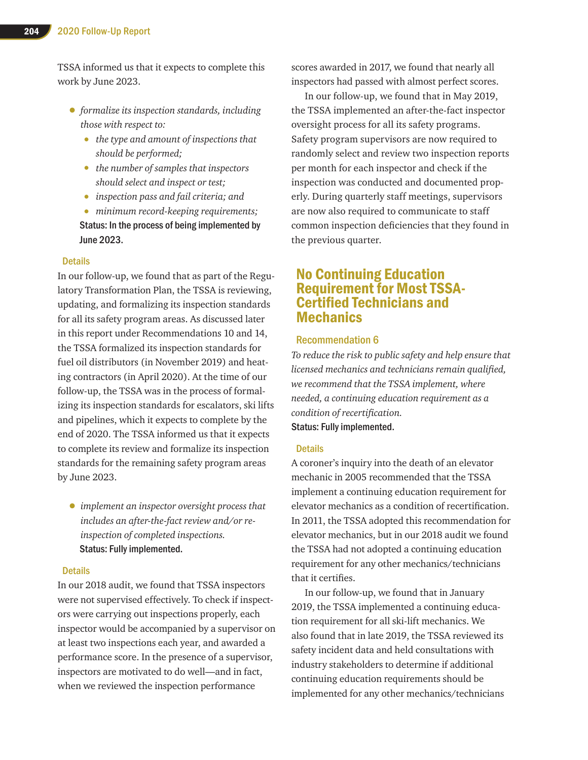TSSA informed us that it expects to complete this work by June 2023.

- *formalize its inspection standards, including those with respect to:*
  - *the type and amount of inspections that should be performed;*
  - *the number of samples that inspectors should select and inspect or test;*
  - *inspection pass and fail criteria; and*
  - *minimum record-keeping requirements;*

  **Status: In the process of being implemented by June 2023.**

### Details

In our follow-up, we found that as part of the Regulatory Transformation Plan, the TSSA is reviewing, updating, and formalizing its inspection standards for all its safety program areas. As discussed later in this report under Recommendations 10 and 14, the TSSA formalized its inspection standards for fuel oil distributors (in November 2019) and heating contractors (in April 2020). At the time of our follow-up, the TSSA was in the process of formalizing its inspection standards for escalators, ski lifts and pipelines, which it expects to complete by the end of 2020. The TSSA informed us that it expects to complete its review and formalize its inspection standards for the remaining safety program areas by June 2023.

- *implement an inspector oversight process that includes an after-the-fact review and/or re-inspection of completed inspections.*

  **Status: Fully implemented.**

### Details

In our 2018 audit, we found that TSSA inspectors were not supervised effectively. To check if inspectors were carrying out inspections properly, each inspector would be accompanied by a supervisor on at least two inspections each year, and awarded a performance score. In the presence of a supervisor, inspectors are motivated to do well—and in fact, when we reviewed the inspection performance scores awarded in 2017, we found that nearly all inspectors had passed with almost perfect scores.

In our follow-up, we found that in May 2019, the TSSA implemented an after-the-fact inspector oversight process for all its safety programs. Safety program supervisors are now required to randomly select and review two inspection reports per month for each inspector and check if the inspection was conducted and documented properly. During quarterly staff meetings, supervisors are now also required to communicate to staff common inspection deficiencies that they found in the previous quarter.

## No Continuing Education Requirement for Most TSSA-Certified Technicians and Mechanics

### Recommendation 6

*To reduce the risk to public safety and help ensure that licensed mechanics and technicians remain qualified, we recommend that the TSSA implement, where needed, a continuing education requirement as a condition of recertification.*

**Status: Fully implemented.**

### Details

A coroner's inquiry into the death of an elevator mechanic in 2005 recommended that the TSSA implement a continuing education requirement for elevator mechanics as a condition of recertification. In 2011, the TSSA adopted this recommendation for elevator mechanics, but in our 2018 audit we found the TSSA had not adopted a continuing education requirement for any other mechanics/technicians that it certifies.

In our follow-up, we found that in January 2019, the TSSA implemented a continuing education requirement for all ski-lift mechanics. We also found that in late 2019, the TSSA reviewed its safety incident data and held consultations with industry stakeholders to determine if additional continuing education requirements should be implemented for any other mechanics/technicians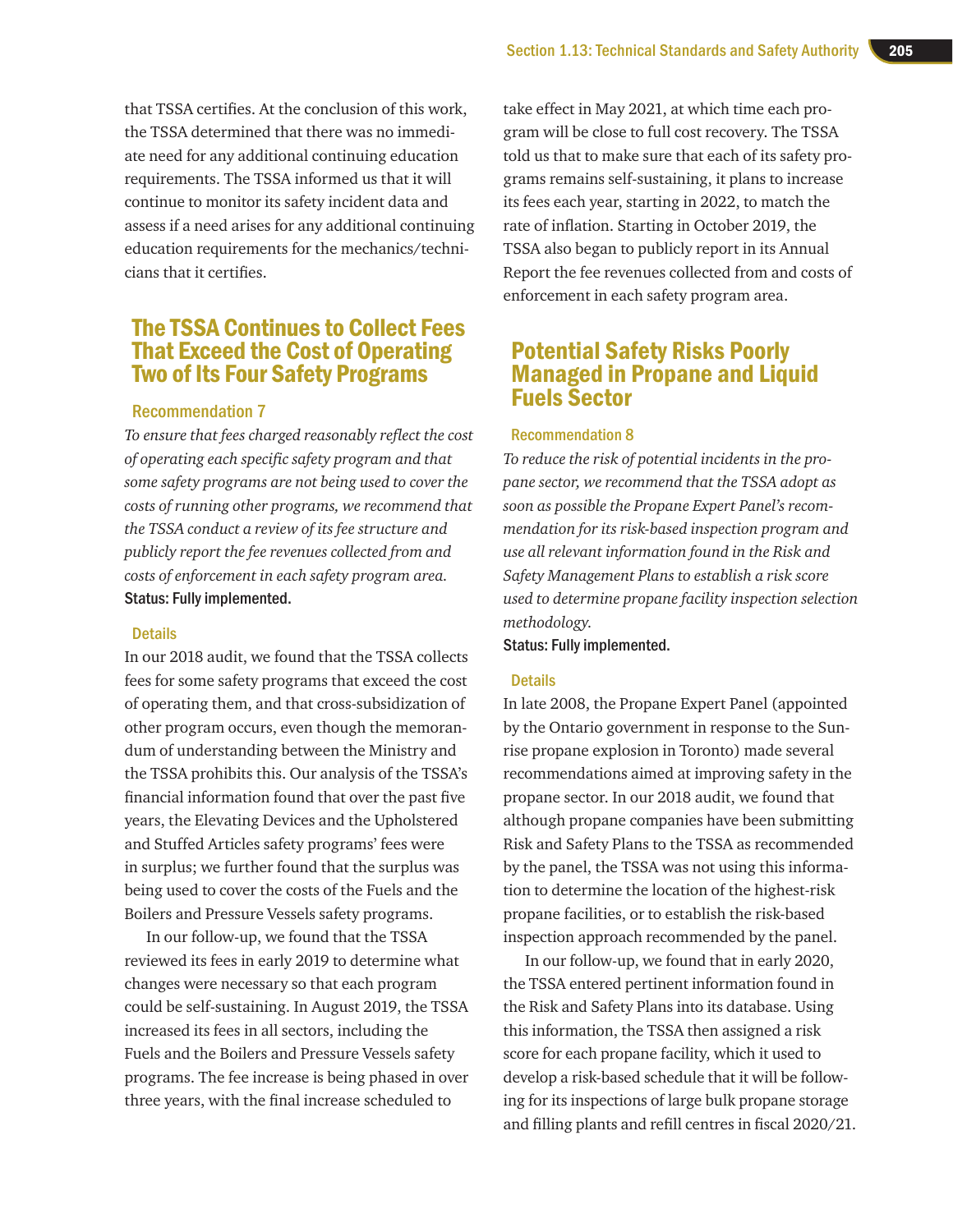that TSSA certifies. At the conclusion of this work, the TSSA determined that there was no immediate need for any additional continuing education requirements. The TSSA informed us that it will continue to monitor its safety incident data and assess if a need arises for any additional continuing education requirements for the mechanics/technicians that it certifies.

## The TSSA Continues to Collect Fees That Exceed the Cost of Operating Two of Its Four Safety Programs

### Recommendation 7

*To ensure that fees charged reasonably reflect the cost of operating each specific safety program and that some safety programs are not being used to cover the costs of running other programs, we recommend that the TSSA conduct a review of its fee structure and publicly report the fee revenues collected from and costs of enforcement in each safety program area.*

**Status: Fully implemented.**

### Details

In our 2018 audit, we found that the TSSA collects fees for some safety programs that exceed the cost of operating them, and that cross-subsidization of other program occurs, even though the memorandum of understanding between the Ministry and the TSSA prohibits this. Our analysis of the TSSA's financial information found that over the past five years, the Elevating Devices and the Upholstered and Stuffed Articles safety programs' fees were in surplus; we further found that the surplus was being used to cover the costs of the Fuels and the Boilers and Pressure Vessels safety programs.

In our follow-up, we found that the TSSA reviewed its fees in early 2019 to determine what changes were necessary so that each program could be self-sustaining. In August 2019, the TSSA increased its fees in all sectors, including the Fuels and the Boilers and Pressure Vessels safety programs. The fee increase is being phased in over three years, with the final increase scheduled to take effect in May 2021, at which time each program will be close to full cost recovery. The TSSA told us that to make sure that each of its safety programs remains self-sustaining, it plans to increase its fees each year, starting in 2022, to match the rate of inflation. Starting in October 2019, the TSSA also began to publicly report in its Annual Report the fee revenues collected from and costs of enforcement in each safety program area.

## Potential Safety Risks Poorly Managed in Propane and Liquid Fuels Sector

### Recommendation 8

*To reduce the risk of potential incidents in the propane sector, we recommend that the TSSA adopt as soon as possible the Propane Expert Panel's recommendation for its risk-based inspection program and use all relevant information found in the Risk and Safety Management Plans to establish a risk score used to determine propane facility inspection selection methodology.*

**Status: Fully implemented.**

### Details

In late 2008, the Propane Expert Panel (appointed by the Ontario government in response to the Sunrise propane explosion in Toronto) made several recommendations aimed at improving safety in the propane sector. In our 2018 audit, we found that although propane companies have been submitting Risk and Safety Plans to the TSSA as recommended by the panel, the TSSA was not using this information to determine the location of the highest-risk propane facilities, or to establish the risk-based inspection approach recommended by the panel.

In our follow-up, we found that in early 2020, the TSSA entered pertinent information found in the Risk and Safety Plans into its database. Using this information, the TSSA then assigned a risk score for each propane facility, which it used to develop a risk-based schedule that it will be following for its inspections of large bulk propane storage and filling plants and refill centres in fiscal 2020/21.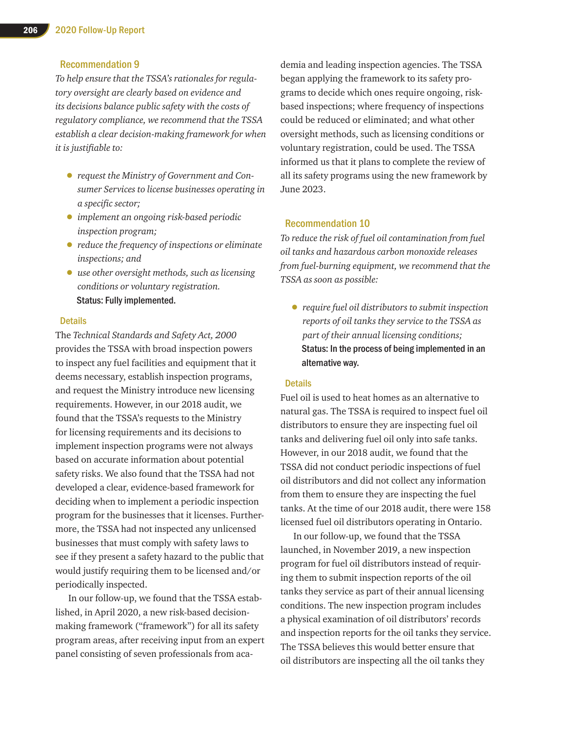### Recommendation 9

*To help ensure that the TSSA's rationales for regulatory oversight are clearly based on evidence and its decisions balance public safety with the costs of regulatory compliance, we recommend that the TSSA establish a clear decision-making framework for when it is justifiable to:*

- *request the Ministry of Government and Consumer Services to license businesses operating in a specific sector;*
- *implement an ongoing risk-based periodic inspection program;*
- *reduce the frequency of inspections or eliminate inspections; and*
- *use other oversight methods, such as licensing conditions or voluntary registration.*

**Status: Fully implemented.**

#### Details

The *Technical Standards and Safety Act, 2000* provides the TSSA with broad inspection powers to inspect any fuel facilities and equipment that it deems necessary, establish inspection programs, and request the Ministry introduce new licensing requirements. However, in our 2018 audit, we found that the TSSA's requests to the Ministry for licensing requirements and its decisions to implement inspection programs were not always based on accurate information about potential safety risks. We also found that the TSSA had not developed a clear, evidence-based framework for deciding when to implement a periodic inspection program for the businesses that it licenses. Furthermore, the TSSA had not inspected any unlicensed businesses that must comply with safety laws to see if they present a safety hazard to the public that would justify requiring them to be licensed and/or periodically inspected.

In our follow-up, we found that the TSSA established, in April 2020, a new risk-based decision-making framework ("framework") for all its safety program areas, after receiving input from an expert panel consisting of seven professionals from academia and leading inspection agencies. The TSSA began applying the framework to its safety programs to decide which ones require ongoing, risk-based inspections; where frequency of inspections could be reduced or eliminated; and what other oversight methods, such as licensing conditions or voluntary registration, could be used. The TSSA informed us that it plans to complete the review of all its safety programs using the new framework by June 2023.

### Recommendation 10

*To reduce the risk of fuel oil contamination from fuel oil tanks and hazardous carbon monoxide releases from fuel-burning equipment, we recommend that the TSSA as soon as possible:*

- *require fuel oil distributors to submit inspection reports of oil tanks they service to the TSSA as part of their annual licensing conditions;*

**Status: In the process of being implemented in an alternative way.**

#### Details

Fuel oil is used to heat homes as an alternative to natural gas. The TSSA is required to inspect fuel oil distributors to ensure they are inspecting fuel oil tanks and delivering fuel oil only into safe tanks. However, in our 2018 audit, we found that the TSSA did not conduct periodic inspections of fuel oil distributors and did not collect any information from them to ensure they are inspecting the fuel tanks. At the time of our 2018 audit, there were 158 licensed fuel oil distributors operating in Ontario.

In our follow-up, we found that the TSSA launched, in November 2019, a new inspection program for fuel oil distributors instead of requiring them to submit inspection reports of the oil tanks they service as part of their annual licensing conditions. The new inspection program includes a physical examination of oil distributors' records and inspection reports for the oil tanks they service. The TSSA believes this would better ensure that oil distributors are inspecting all the oil tanks they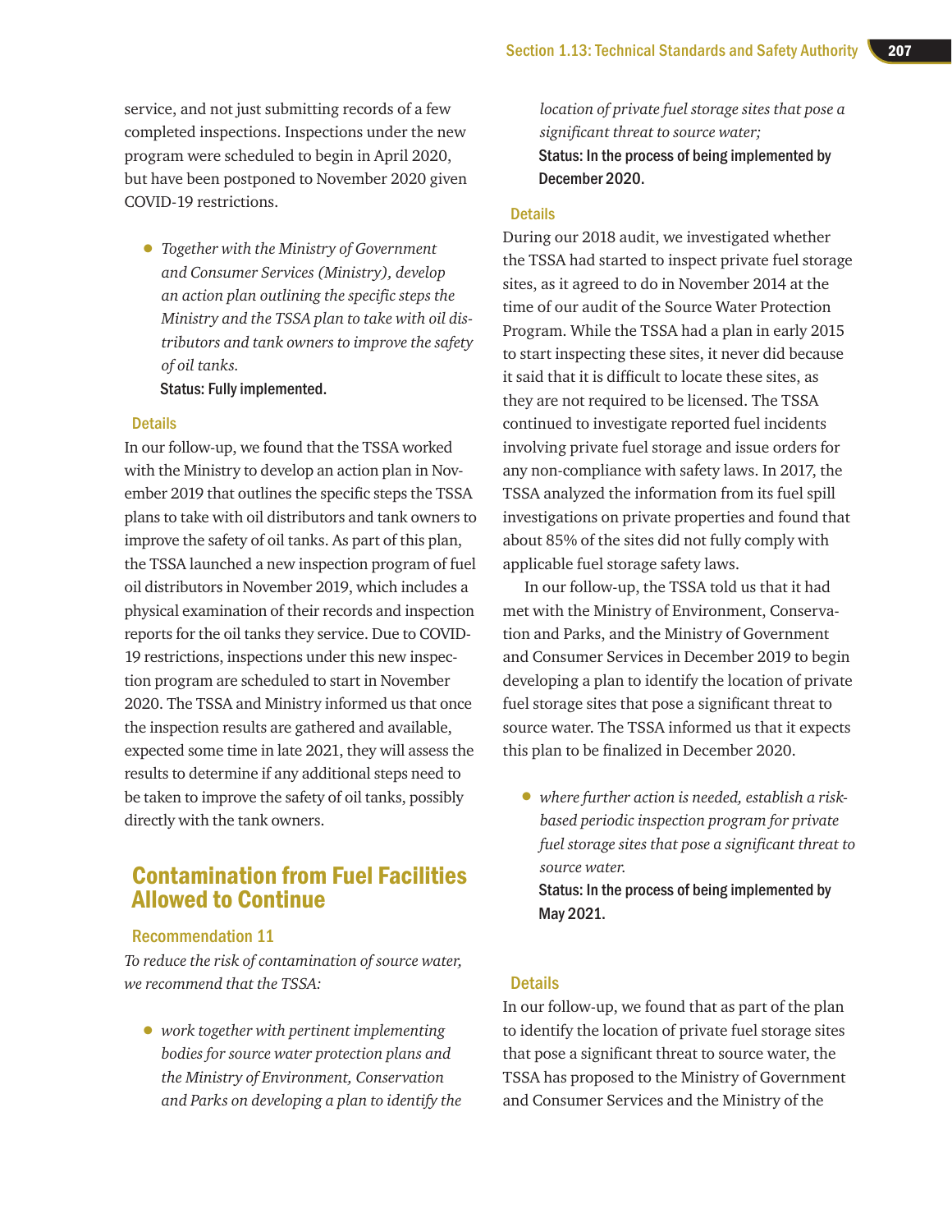service, and not just submitting records of a few completed inspections. Inspections under the new program were scheduled to begin in April 2020, but have been postponed to November 2020 given COVID-19 restrictions.

- *Together with the Ministry of Government and Consumer Services (Ministry), develop an action plan outlining the specific steps the Ministry and the TSSA plan to take with oil distributors and tank owners to improve the safety of oil tanks.*

  **Status: Fully implemented.**

### Details

In our follow-up, we found that the TSSA worked with the Ministry to develop an action plan in November 2019 that outlines the specific steps the TSSA plans to take with oil distributors and tank owners to improve the safety of oil tanks. As part of this plan, the TSSA launched a new inspection program of fuel oil distributors in November 2019, which includes a physical examination of their records and inspection reports for the oil tanks they service. Due to COVID-19 restrictions, inspections under this new inspection program are scheduled to start in November 2020. The TSSA and Ministry informed us that once the inspection results are gathered and available, expected some time in late 2021, they will assess the results to determine if any additional steps need to be taken to improve the safety of oil tanks, possibly directly with the tank owners.

## Contamination from Fuel Facilities Allowed to Continue

### Recommendation 11

*To reduce the risk of contamination of source water, we recommend that the TSSA:*

- *work together with pertinent implementing bodies for source water protection plans and the Ministry of Environment, Conservation and Parks on developing a plan to identify the location of private fuel storage sites that pose a significant threat to source water;*

  **Status: In the process of being implemented by December 2020.**

### Details

During our 2018 audit, we investigated whether the TSSA had started to inspect private fuel storage sites, as it agreed to do in November 2014 at the time of our audit of the Source Water Protection Program. While the TSSA had a plan in early 2015 to start inspecting these sites, it never did because it said that it is difficult to locate these sites, as they are not required to be licensed. The TSSA continued to investigate reported fuel incidents involving private fuel storage and issue orders for any non-compliance with safety laws. In 2017, the TSSA analyzed the information from its fuel spill investigations on private properties and found that about 85% of the sites did not fully comply with applicable fuel storage safety laws.

In our follow-up, the TSSA told us that it had met with the Ministry of Environment, Conservation and Parks, and the Ministry of Government and Consumer Services in December 2019 to begin developing a plan to identify the location of private fuel storage sites that pose a significant threat to source water. The TSSA informed us that it expects this plan to be finalized in December 2020.

- *where further action is needed, establish a risk-based periodic inspection program for private fuel storage sites that pose a significant threat to source water.*

  **Status: In the process of being implemented by May 2021.**

### Details

In our follow-up, we found that as part of the plan to identify the location of private fuel storage sites that pose a significant threat to source water, the TSSA has proposed to the Ministry of Government and Consumer Services and the Ministry of the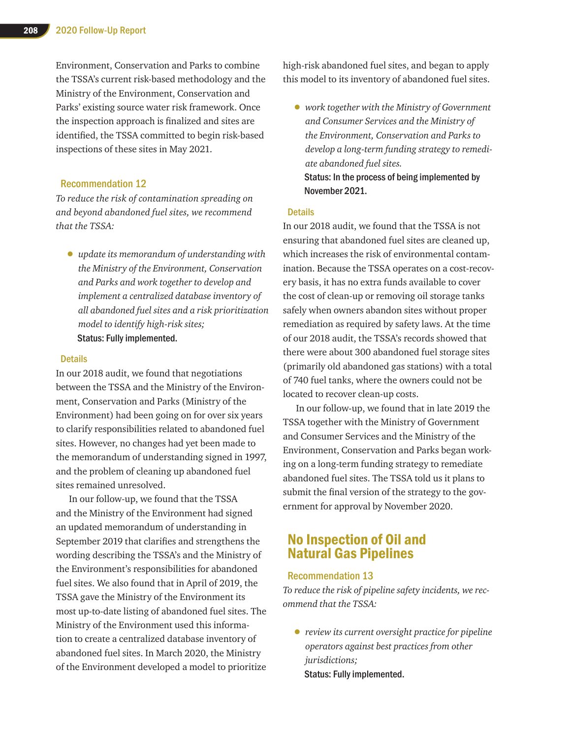Environment, Conservation and Parks to combine the TSSA's current risk-based methodology and the Ministry of the Environment, Conservation and Parks' existing source water risk framework. Once the inspection approach is finalized and sites are identified, the TSSA committed to begin risk-based inspections of these sites in May 2021.

### Recommendation 12

*To reduce the risk of contamination spreading on and beyond abandoned fuel sites, we recommend that the TSSA:*

- *update its memorandum of understanding with the Ministry of the Environment, Conservation and Parks and work together to develop and implement a centralized database inventory of all abandoned fuel sites and a risk prioritization model to identify high-risk sites;*

  **Status: Fully implemented.**

#### Details

In our 2018 audit, we found that negotiations between the TSSA and the Ministry of the Environment, Conservation and Parks (Ministry of the Environment) had been going on for over six years to clarify responsibilities related to abandoned fuel sites. However, no changes had yet been made to the memorandum of understanding signed in 1997, and the problem of cleaning up abandoned fuel sites remained unresolved.

In our follow-up, we found that the TSSA and the Ministry of the Environment had signed an updated memorandum of understanding in September 2019 that clarifies and strengthens the wording describing the TSSA's and the Ministry of the Environment's responsibilities for abandoned fuel sites. We also found that in April of 2019, the TSSA gave the Ministry of the Environment its most up-to-date listing of abandoned fuel sites. The Ministry of the Environment used this information to create a centralized database inventory of abandoned fuel sites. In March 2020, the Ministry of the Environment developed a model to prioritize high-risk abandoned fuel sites, and began to apply this model to its inventory of abandoned fuel sites.

- *work together with the Ministry of Government and Consumer Services and the Ministry of the Environment, Conservation and Parks to develop a long-term funding strategy to remediate abandoned fuel sites.*

  **Status: In the process of being implemented by November 2021.**

#### Details

In our 2018 audit, we found that the TSSA is not ensuring that abandoned fuel sites are cleaned up, which increases the risk of environmental contamination. Because the TSSA operates on a cost-recovery basis, it has no extra funds available to cover the cost of clean-up or removing oil storage tanks safely when owners abandon sites without proper remediation as required by safety laws. At the time of our 2018 audit, the TSSA's records showed that there were about 300 abandoned fuel storage sites (primarily old abandoned gas stations) with a total of 740 fuel tanks, where the owners could not be located to recover clean-up costs.

In our follow-up, we found that in late 2019 the TSSA together with the Ministry of Government and Consumer Services and the Ministry of the Environment, Conservation and Parks began working on a long-term funding strategy to remediate abandoned fuel sites. The TSSA told us it plans to submit the final version of the strategy to the government for approval by November 2020.

## No Inspection of Oil and Natural Gas Pipelines

### Recommendation 13

*To reduce the risk of pipeline safety incidents, we recommend that the TSSA:*

- *review its current oversight practice for pipeline operators against best practices from other jurisdictions;*

  **Status: Fully implemented.**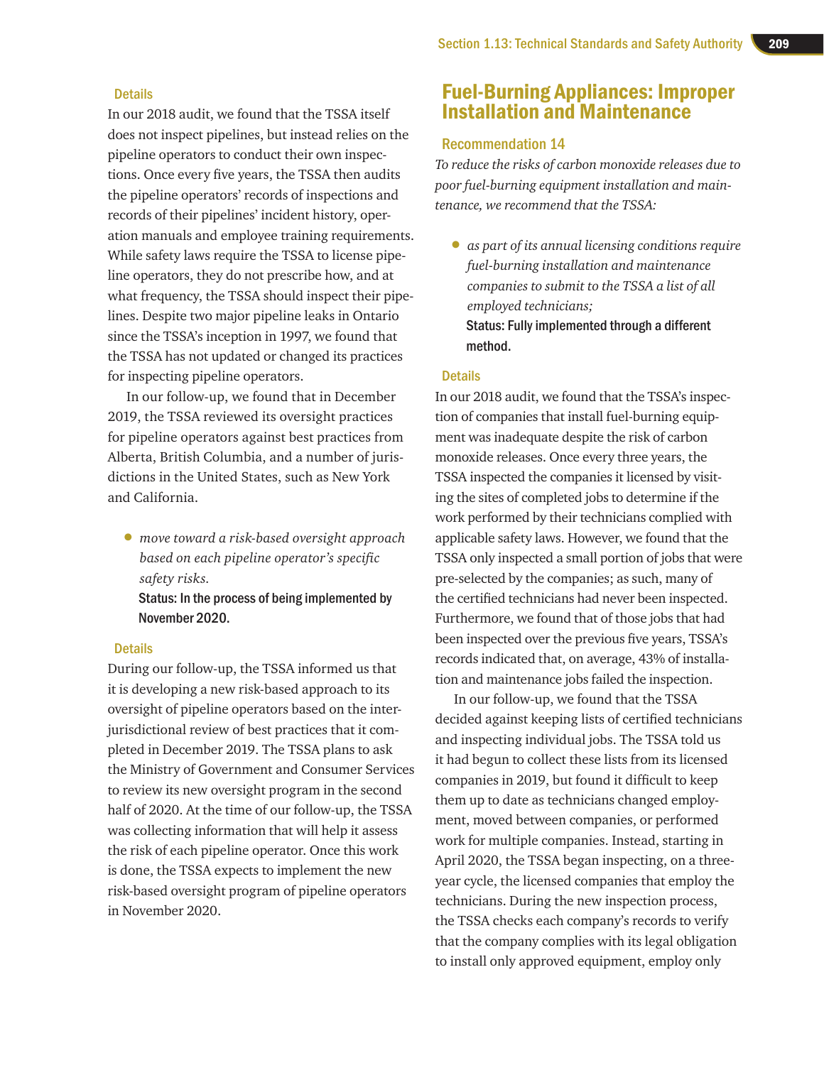#### Details

In our 2018 audit, we found that the TSSA itself does not inspect pipelines, but instead relies on the pipeline operators to conduct their own inspections. Once every five years, the TSSA then audits the pipeline operators' records of inspections and records of their pipelines' incident history, operation manuals and employee training requirements. While safety laws require the TSSA to license pipeline operators, they do not prescribe how, and at what frequency, the TSSA should inspect their pipelines. Despite two major pipeline leaks in Ontario since the TSSA's inception in 1997, we found that the TSSA has not updated or changed its practices for inspecting pipeline operators.

In our follow-up, we found that in December 2019, the TSSA reviewed its oversight practices for pipeline operators against best practices from Alberta, British Columbia, and a number of jurisdictions in the United States, such as New York and California.

- *move toward a risk-based oversight approach based on each pipeline operator's specific safety risks.*

  **Status: In the process of being implemented by November 2020.**

#### Details

During our follow-up, the TSSA informed us that it is developing a new risk-based approach to its oversight of pipeline operators based on the inter-jurisdictional review of best practices that it completed in December 2019. The TSSA plans to ask the Ministry of Government and Consumer Services to review its new oversight program in the second half of 2020. At the time of our follow-up, the TSSA was collecting information that will help it assess the risk of each pipeline operator. Once this work is done, the TSSA expects to implement the new risk-based oversight program of pipeline operators in November 2020.

## Fuel-Burning Appliances: Improper Installation and Maintenance

### Recommendation 14

*To reduce the risks of carbon monoxide releases due to poor fuel-burning equipment installation and maintenance, we recommend that the TSSA:*

- *as part of its annual licensing conditions require fuel-burning installation and maintenance companies to submit to the TSSA a list of all employed technicians;*

  **Status: Fully implemented through a different method.**

#### Details

In our 2018 audit, we found that the TSSA's inspection of companies that install fuel-burning equipment was inadequate despite the risk of carbon monoxide releases. Once every three years, the TSSA inspected the companies it licensed by visiting the sites of completed jobs to determine if the work performed by their technicians complied with applicable safety laws. However, we found that the TSSA only inspected a small portion of jobs that were pre-selected by the companies; as such, many of the certified technicians had never been inspected. Furthermore, we found that of those jobs that had been inspected over the previous five years, TSSA's records indicated that, on average, 43% of installation and maintenance jobs failed the inspection.

In our follow-up, we found that the TSSA decided against keeping lists of certified technicians and inspecting individual jobs. The TSSA told us it had begun to collect these lists from its licensed companies in 2019, but found it difficult to keep them up to date as technicians changed employment, moved between companies, or performed work for multiple companies. Instead, starting in April 2020, the TSSA began inspecting, on a three-year cycle, the licensed companies that employ the technicians. During the new inspection process, the TSSA checks each company's records to verify that the company complies with its legal obligation to install only approved equipment, employ only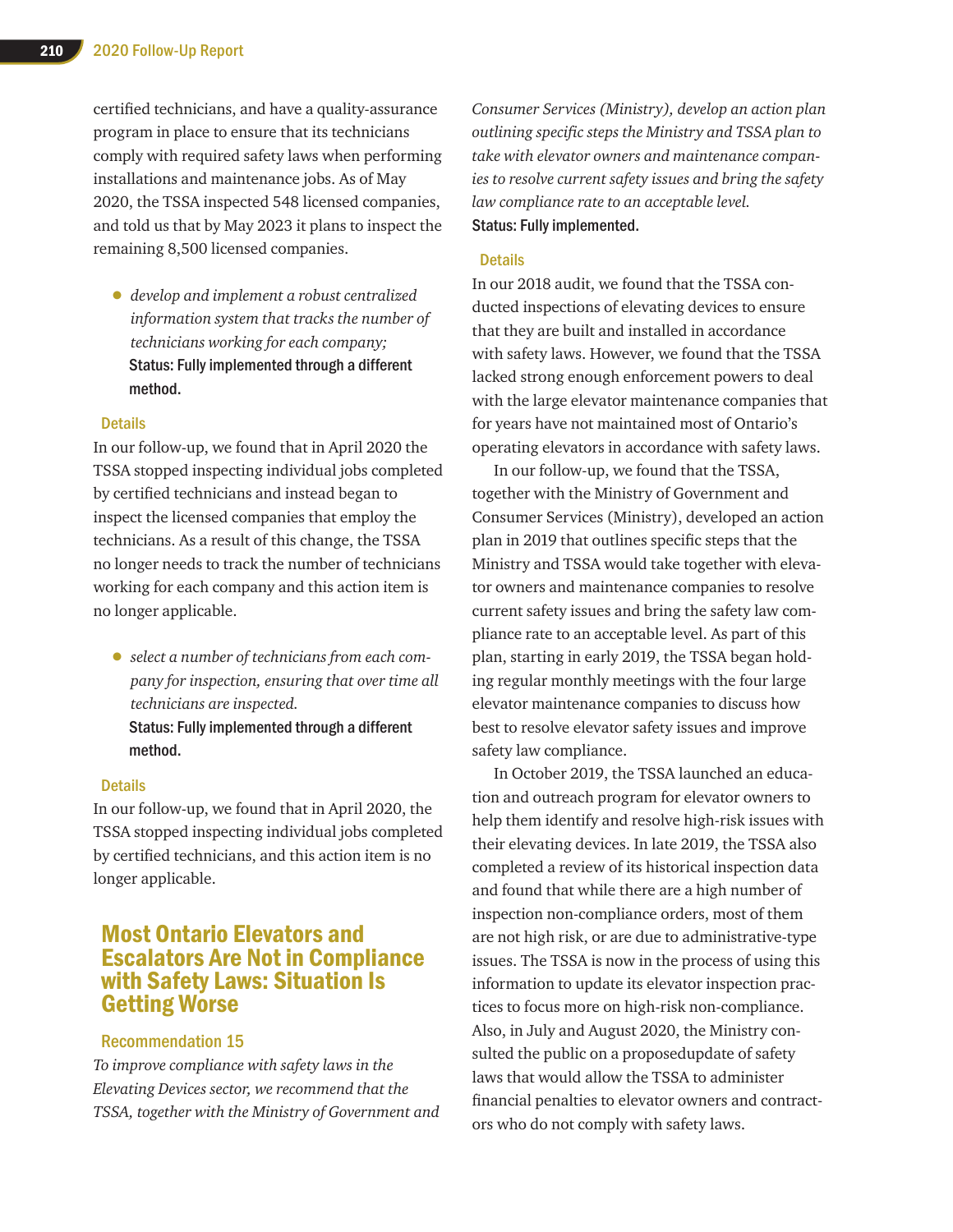certified technicians, and have a quality-assurance program in place to ensure that its technicians comply with required safety laws when performing installations and maintenance jobs. As of May 2020, the TSSA inspected 548 licensed companies, and told us that by May 2023 it plans to inspect the remaining 8,500 licensed companies.

- *develop and implement a robust centralized information system that tracks the number of technicians working for each company;*
  **Status: Fully implemented through a different method.**

### Details

In our follow-up, we found that in April 2020 the TSSA stopped inspecting individual jobs completed by certified technicians and instead began to inspect the licensed companies that employ the technicians. As a result of this change, the TSSA no longer needs to track the number of technicians working for each company and this action item is no longer applicable.

- *select a number of technicians from each company for inspection, ensuring that over time all technicians are inspected.*
  **Status: Fully implemented through a different method.**

### Details

In our follow-up, we found that in April 2020, the TSSA stopped inspecting individual jobs completed by certified technicians, and this action item is no longer applicable.

## Most Ontario Elevators and Escalators Are Not in Compliance with Safety Laws: Situation Is Getting Worse

### Recommendation 15

*To improve compliance with safety laws in the Elevating Devices sector, we recommend that the TSSA, together with the Ministry of Government and Consumer Services (Ministry), develop an action plan outlining specific steps the Ministry and TSSA plan to take with elevator owners and maintenance companies to resolve current safety issues and bring the safety law compliance rate to an acceptable level.*

**Status: Fully implemented.**

### Details

In our 2018 audit, we found that the TSSA conducted inspections of elevating devices to ensure that they are built and installed in accordance with safety laws. However, we found that the TSSA lacked strong enough enforcement powers to deal with the large elevator maintenance companies that for years have not maintained most of Ontario's operating elevators in accordance with safety laws.

In our follow-up, we found that the TSSA, together with the Ministry of Government and Consumer Services (Ministry), developed an action plan in 2019 that outlines specific steps that the Ministry and TSSA would take together with elevator owners and maintenance companies to resolve current safety issues and bring the safety law compliance rate to an acceptable level. As part of this plan, starting in early 2019, the TSSA began holding regular monthly meetings with the four large elevator maintenance companies to discuss how best to resolve elevator safety issues and improve safety law compliance.

In October 2019, the TSSA launched an education and outreach program for elevator owners to help them identify and resolve high-risk issues with their elevating devices. In late 2019, the TSSA also completed a review of its historical inspection data and found that while there are a high number of inspection non-compliance orders, most of them are not high risk, or are due to administrative-type issues. The TSSA is now in the process of using this information to update its elevator inspection practices to focus more on high-risk non-compliance. Also, in July and August 2020, the Ministry consulted the public on a proposedupdate of safety laws that would allow the TSSA to administer financial penalties to elevator owners and contractors who do not comply with safety laws.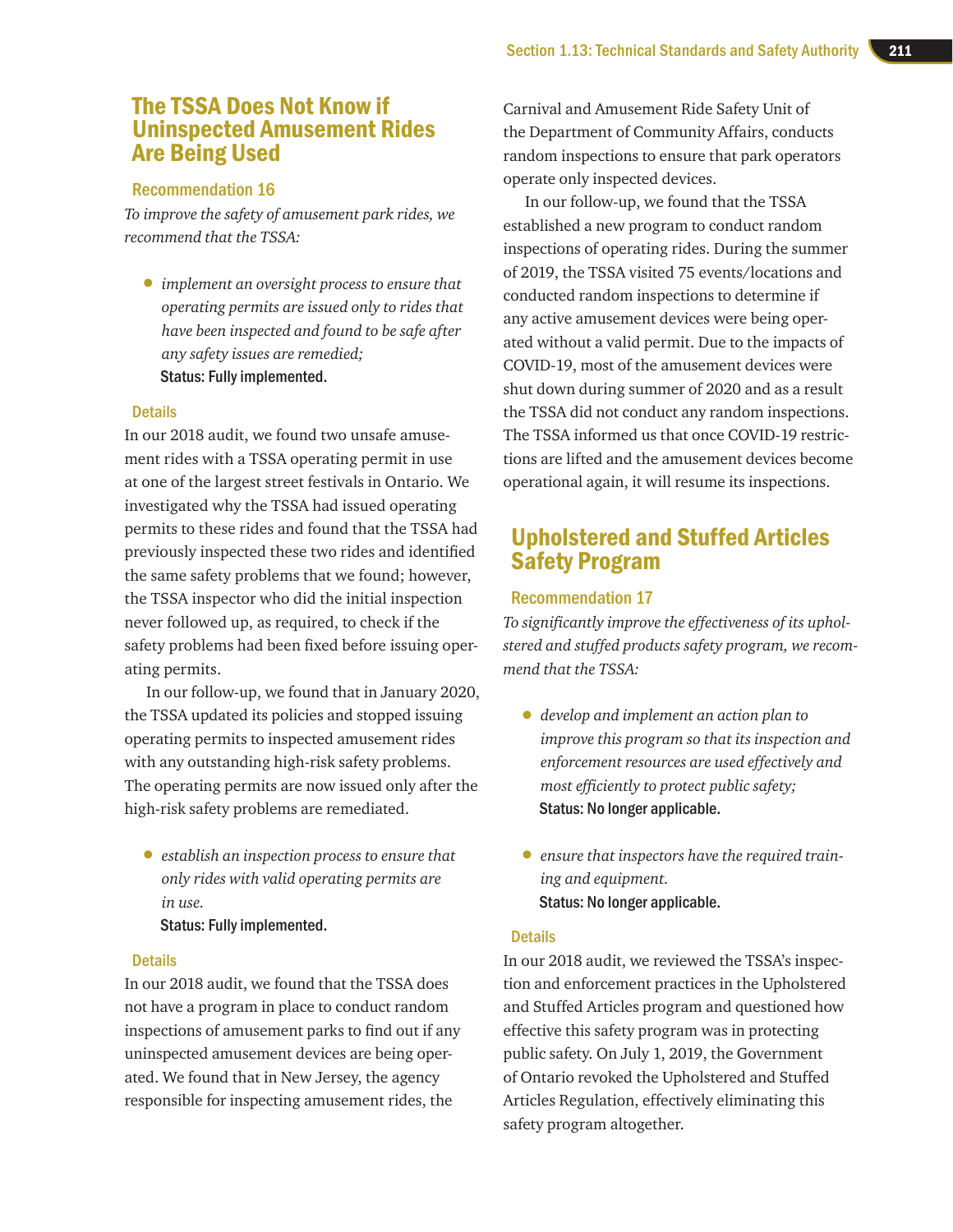## The TSSA Does Not Know if Uninspected Amusement Rides Are Being Used

### Recommendation 16

*To improve the safety of amusement park rides, we recommend that the TSSA:*

- *implement an oversight process to ensure that operating permits are issued only to rides that have been inspected and found to be safe after any safety issues are remedied;*
  **Status: Fully implemented.**

### Details

In our 2018 audit, we found two unsafe amusement rides with a TSSA operating permit in use at one of the largest street festivals in Ontario. We investigated why the TSSA had issued operating permits to these rides and found that the TSSA had previously inspected these two rides and identified the same safety problems that we found; however, the TSSA inspector who did the initial inspection never followed up, as required, to check if the safety problems had been fixed before issuing operating permits.

In our follow-up, we found that in January 2020, the TSSA updated its policies and stopped issuing operating permits to inspected amusement rides with any outstanding high-risk safety problems. The operating permits are now issued only after the high-risk safety problems are remediated.

- *establish an inspection process to ensure that only rides with valid operating permits are in use.*
  **Status: Fully implemented.**

### Details

In our 2018 audit, we found that the TSSA does not have a program in place to conduct random inspections of amusement parks to find out if any uninspected amusement devices are being operated. We found that in New Jersey, the agency responsible for inspecting amusement rides, the Carnival and Amusement Ride Safety Unit of the Department of Community Affairs, conducts random inspections to ensure that park operators operate only inspected devices.

In our follow-up, we found that the TSSA established a new program to conduct random inspections of operating rides. During the summer of 2019, the TSSA visited 75 events/locations and conducted random inspections to determine if any active amusement devices were being operated without a valid permit. Due to the impacts of COVID-19, most of the amusement devices were shut down during summer of 2020 and as a result the TSSA did not conduct any random inspections. The TSSA informed us that once COVID-19 restrictions are lifted and the amusement devices become operational again, it will resume its inspections.

## Upholstered and Stuffed Articles Safety Program

### Recommendation 17

*To significantly improve the effectiveness of its upholstered and stuffed products safety program, we recommend that the TSSA:*

- *develop and implement an action plan to improve this program so that its inspection and enforcement resources are used effectively and most efficiently to protect public safety;*
  **Status: No longer applicable.**

- *ensure that inspectors have the required training and equipment.*
  **Status: No longer applicable.**

### Details

In our 2018 audit, we reviewed the TSSA's inspection and enforcement practices in the Upholstered and Stuffed Articles program and questioned how effective this safety program was in protecting public safety. On July 1, 2019, the Government of Ontario revoked the Upholstered and Stuffed Articles Regulation, effectively eliminating this safety program altogether.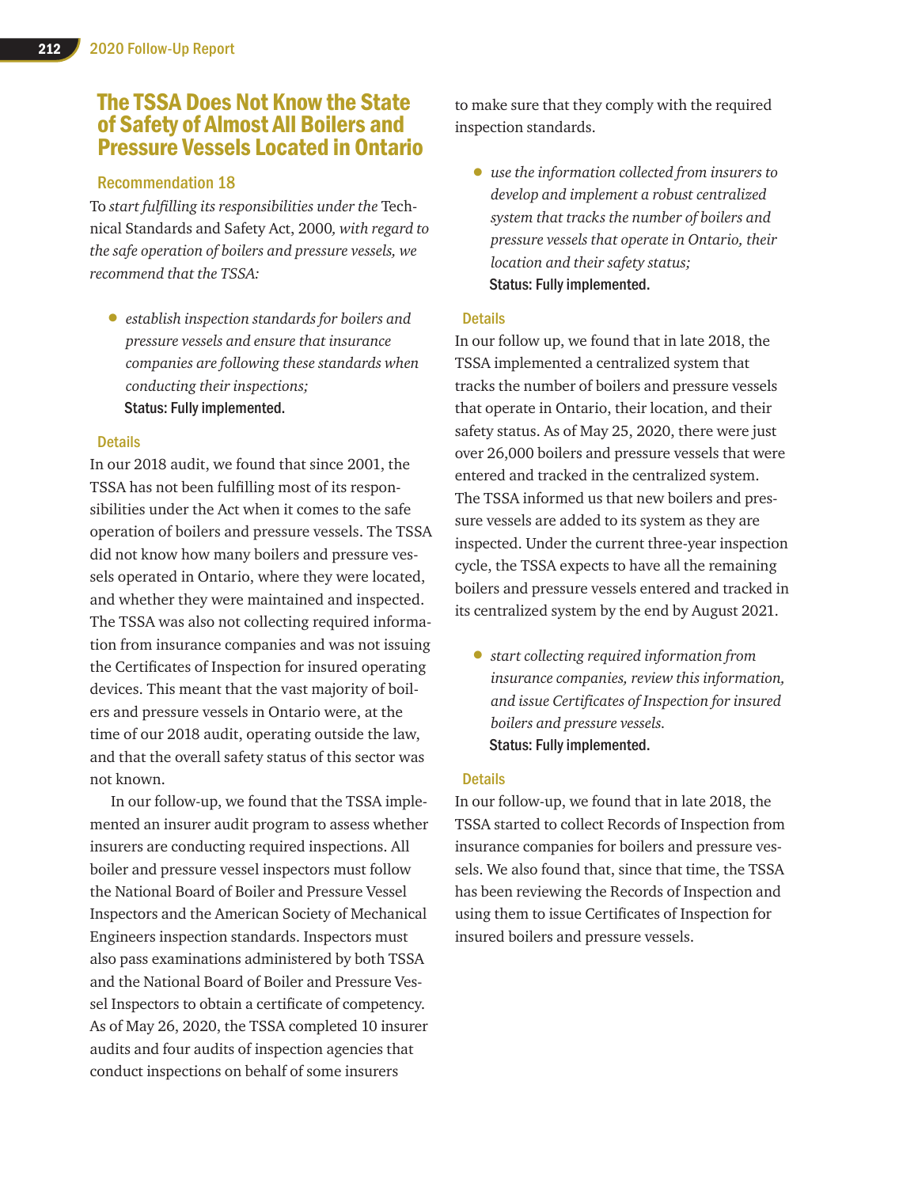## The TSSA Does Not Know the State of Safety of Almost All Boilers and Pressure Vessels Located in Ontario

### Recommendation 18

*To start fulfilling its responsibilities under the* Technical Standards and Safety Act, 2000*, with regard to the safe operation of boilers and pressure vessels, we recommend that the TSSA:*

- *establish inspection standards for boilers and pressure vessels and ensure that insurance companies are following these standards when conducting their inspections;*

  **Status: Fully implemented.**

#### Details

In our 2018 audit, we found that since 2001, the TSSA has not been fulfilling most of its responsibilities under the Act when it comes to the safe operation of boilers and pressure vessels. The TSSA did not know how many boilers and pressure vessels operated in Ontario, where they were located, and whether they were maintained and inspected. The TSSA was also not collecting required information from insurance companies and was not issuing the Certificates of Inspection for insured operating devices. This meant that the vast majority of boilers and pressure vessels in Ontario were, at the time of our 2018 audit, operating outside the law, and that the overall safety status of this sector was not known.

In our follow-up, we found that the TSSA implemented an insurer audit program to assess whether insurers are conducting required inspections. All boiler and pressure vessel inspectors must follow the National Board of Boiler and Pressure Vessel Inspectors and the American Society of Mechanical Engineers inspection standards. Inspectors must also pass examinations administered by both TSSA and the National Board of Boiler and Pressure Vessel Inspectors to obtain a certificate of competency. As of May 26, 2020, the TSSA completed 10 insurer audits and four audits of inspection agencies that conduct inspections on behalf of some insurers to make sure that they comply with the required inspection standards.

- *use the information collected from insurers to develop and implement a robust centralized system that tracks the number of boilers and pressure vessels that operate in Ontario, their location and their safety status;*

  **Status: Fully implemented.**

#### Details

In our follow up, we found that in late 2018, the TSSA implemented a centralized system that tracks the number of boilers and pressure vessels that operate in Ontario, their location, and their safety status. As of May 25, 2020, there were just over 26,000 boilers and pressure vessels that were entered and tracked in the centralized system. The TSSA informed us that new boilers and pressure vessels are added to its system as they are inspected. Under the current three-year inspection cycle, the TSSA expects to have all the remaining boilers and pressure vessels entered and tracked in its centralized system by the end by August 2021.

- *start collecting required information from insurance companies, review this information, and issue Certificates of Inspection for insured boilers and pressure vessels.*

  **Status: Fully implemented.**

#### Details

In our follow-up, we found that in late 2018, the TSSA started to collect Records of Inspection from insurance companies for boilers and pressure vessels. We also found that, since that time, the TSSA has been reviewing the Records of Inspection and using them to issue Certificates of Inspection for insured boilers and pressure vessels.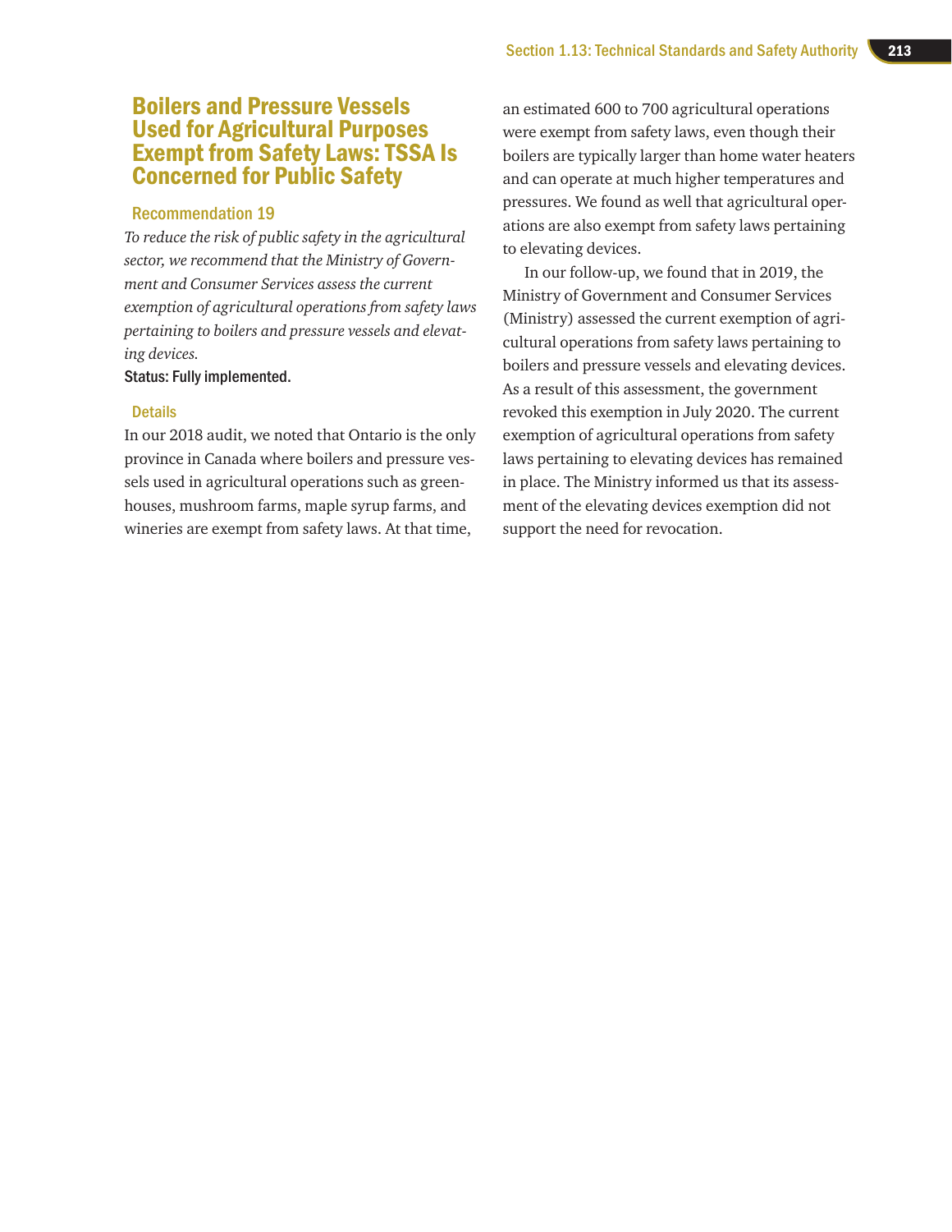## Boilers and Pressure Vessels Used for Agricultural Purposes Exempt from Safety Laws: TSSA Is Concerned for Public Safety

### Recommendation 19

*To reduce the risk of public safety in the agricultural sector, we recommend that the Ministry of Government and Consumer Services assess the current exemption of agricultural operations from safety laws pertaining to boilers and pressure vessels and elevating devices.*

**Status: Fully implemented.**

### Details

In our 2018 audit, we noted that Ontario is the only province in Canada where boilers and pressure vessels used in agricultural operations such as greenhouses, mushroom farms, maple syrup farms, and wineries are exempt from safety laws. At that time, an estimated 600 to 700 agricultural operations were exempt from safety laws, even though their boilers are typically larger than home water heaters and can operate at much higher temperatures and pressures. We found as well that agricultural operations are also exempt from safety laws pertaining to elevating devices.

In our follow-up, we found that in 2019, the Ministry of Government and Consumer Services (Ministry) assessed the current exemption of agricultural operations from safety laws pertaining to boilers and pressure vessels and elevating devices. As a result of this assessment, the government revoked this exemption in July 2020. The current exemption of agricultural operations from safety laws pertaining to elevating devices has remained in place. The Ministry informed us that its assessment of the elevating devices exemption did not support the need for revocation.